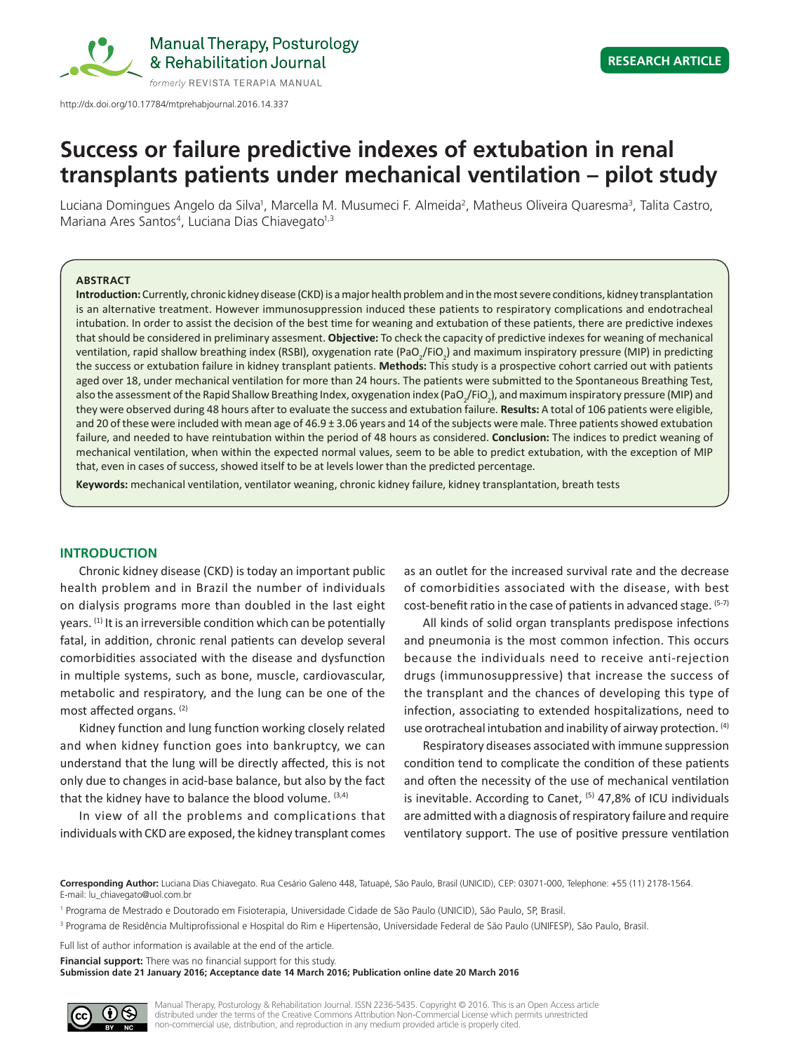http://dx.doi.org/10.17784/mtprehabjournal.2016.14.337

RESEARCH ARTICLE

# Success or failure predictive indexes of extubation in renal transplants patients under mechanical ventilation – pilot study

Luciana Domingues Angelo da Silva[1], Marcella M. Musumeci F. Almeida[2], Matheus Oliveira Quaresma[3], Talita Castro, Mariana Ares Santos[4], Luciana Dias Chiavegato[1,3]

## ABSTRACT

**Introduction:** Currently, chronic kidney disease (CKD) is a major health problem and in the most severe conditions, kidney transplantation is an alternative treatment. However immunosuppression induced these patients to respiratory complications and endotracheal intubation. In order to assist the decision of the best time for weaning and extubation of these patients, there are predictive indexes that should be considered in preliminary assesment. **Objective:** To check the capacity of predictive indexes for weaning of mechanical ventilation, rapid shallow breathing index (RSBI), oxygenation rate ($PaO_2/FiO_2$) and maximum inspiratory pressure (MIP) in predicting the success or extubation failure in kidney transplant patients. **Methods:** This study is a prospective cohort carried out with patients aged over 18, under mechanical ventilation for more than 24 hours. The patients were submitted to the Spontaneous Breathing Test, also the assessment of the Rapid Shallow Breathing Index, oxygenation index ($PaO_2/FiO_2$), and maximum inspiratory pressure (MIP) and they were observed during 48 hours after to evaluate the success and extubation failure. **Results:** A total of 106 patients were eligible, and 20 of these were included with mean age of 46.9 ± 3.06 years and 14 of the subjects were male. Three patients showed extubation failure, and needed to have reintubation within the period of 48 hours as considered. **Conclusion:** The indices to predict weaning of mechanical ventilation, when within the expected normal values, seem to be able to predict extubation, with the exception of MIP that, even in cases of success, showed itself to be at levels lower than the predicted percentage.

**Keywords:** mechanical ventilation, ventilator weaning, chronic kidney failure, kidney transplantation, breath tests

## INTRODUCTION

Chronic kidney disease (CKD) is today an important public health problem and in Brazil the number of individuals on dialysis programs more than doubled in the last eight years. [1] It is an irreversible condition which can be potentially fatal, in addition, chronic renal patients can develop several comorbidities associated with the disease and dysfunction in multiple systems, such as bone, muscle, cardiovascular, metabolic and respiratory, and the lung can be one of the most affected organs. [2]

Kidney function and lung function working closely related and when kidney function goes into bankruptcy, we can understand that the lung will be directly affected, this is not only due to changes in acid-base balance, but also by the fact that the kidney have to balance the blood volume. [3,4]

In view of all the problems and complications that individuals with CKD are exposed, the kidney transplant comes as an outlet for the increased survival rate and the decrease of comorbidities associated with the disease, with best cost-benefit ratio in the case of patients in advanced stage. [5-7]

All kinds of solid organ transplants predispose infections and pneumonia is the most common infection. This occurs because the individuals need to receive anti-rejection drugs (immunosuppressive) that increase the success of the transplant and the chances of developing this type of infection, associating to extended hospitalizations, need to use orotracheal intubation and inability of airway protection. [4]

Respiratory diseases associated with immune suppression condition tend to complicate the condition of these patients and often the necessity of the use of mechanical ventilation is inevitable. According to Canet, [5] 47,8% of ICU individuals are admitted with a diagnosis of respiratory failure and require ventilatory support. The use of positive pressure ventilation

**Corresponding Author:** Luciana Dias Chiavegato. Rua Cesário Galeno 448, Tatuapé, São Paulo, Brasil (UNICID), CEP: 03071-000, Telephone: +55 (11) 2178-1564. E-mail: lu_chiavegato@uol.com.br

[1] Programa de Mestrado e Doutorado em Fisioterapia, Universidade Cidade de São Paulo (UNICID), São Paulo, SP, Brasil.

[3] Programa de Residência Multiprofissional e Hospital do Rim e Hipertensão, Universidade Federal de São Paulo (UNIFESP), São Paulo, Brasil.

Full list of author information is available at the end of the article.

**Financial support:** There was no financial support for this study.
**Submission date 21 January 2016; Acceptance date 14 March 2016; Publication online date 20 March 2016**

Manual Therapy, Posturology & Rehabilitation Journal. ISSN 2236-5435. Copyright © 2016. This is an Open Access article distributed under the terms of the Creative Commons Attribution Non-Commercial License which permits unrestricted non-commercial use, distribution, and reproduction in any medium provided article is properly cited.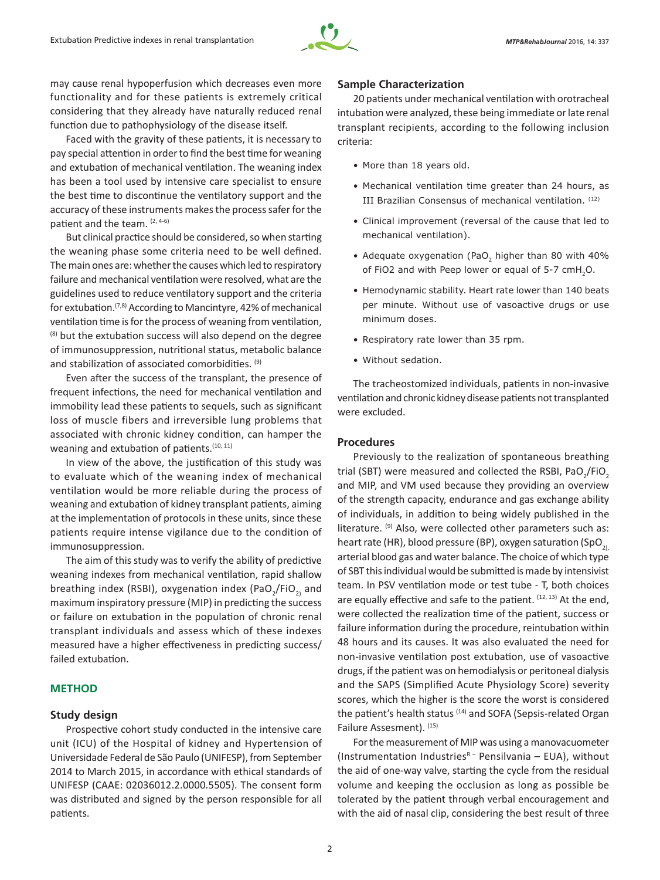may cause renal hypoperfusion which decreases even more functionality and for these patients is extremely critical considering that they already have naturally reduced renal function due to pathophysiology of the disease itself.

Faced with the gravity of these patients, it is necessary to pay special attention in order to find the best time for weaning and extubation of mechanical ventilation. The weaning index has been a tool used by intensive care specialist to ensure the best time to discontinue the ventilatory support and the accuracy of these instruments makes the process safer for the patient and the team. [2, 4-6]

But clinical practice should be considered, so when starting the weaning phase some criteria need to be well defined. The main ones are: whether the causes which led to respiratory failure and mechanical ventilation were resolved, what are the guidelines used to reduce ventilatory support and the criteria for extubation.[7,8] According to Mancintyre, 42% of mechanical ventilation time is for the process of weaning from ventilation, [8] but the extubation success will also depend on the degree of immunosuppression, nutritional status, metabolic balance and stabilization of associated comorbidities. [9]

Even after the success of the transplant, the presence of frequent infections, the need for mechanical ventilation and immobility lead these patients to sequels, such as significant loss of muscle fibers and irreversible lung problems that associated with chronic kidney condition, can hamper the weaning and extubation of patients.[10, 11]

In view of the above, the justification of this study was to evaluate which of the weaning index of mechanical ventilation would be more reliable during the process of weaning and extubation of kidney transplant patients, aiming at the implementation of protocols in these units, since these patients require intense vigilance due to the condition of immunosuppression.

The aim of this study was to verify the ability of predictive weaning indexes from mechanical ventilation, rapid shallow breathing index (RSBI), oxygenation index ($PaO_2/FiO_2$) and maximum inspiratory pressure (MIP) in predicting the success or failure on extubation in the population of chronic renal transplant individuals and assess which of these indexes measured have a higher effectiveness in predicting success/failed extubation.

## METHOD

### Study design

Prospective cohort study conducted in the intensive care unit (ICU) of the Hospital of kidney and Hypertension of Universidade Federal de São Paulo (UNIFESP), from September 2014 to March 2015, in accordance with ethical standards of UNIFESP (CAAE: 02036012.2.0000.5505). The consent form was distributed and signed by the person responsible for all patients.

### Sample Characterization

20 patients under mechanical ventilation with orotracheal intubation were analyzed, these being immediate or late renal transplant recipients, according to the following inclusion criteria:

- More than 18 years old.
- Mechanical ventilation time greater than 24 hours, as III Brazilian Consensus of mechanical ventilation. [12]
- Clinical improvement (reversal of the cause that led to mechanical ventilation).
- Adequate oxygenation ($PaO_2$ higher than 80 with 40% of FiO2 and with Peep lower or equal of 5-7 $cmH_2O$.
- Hemodynamic stability. Heart rate lower than 140 beats per minute. Without use of vasoactive drugs or use minimum doses.
- Respiratory rate lower than 35 rpm.
- Without sedation.

The tracheostomized individuals, patients in non-invasive ventilation and chronic kidney disease patients not transplanted were excluded.

### Procedures

Previously to the realization of spontaneous breathing trial (SBT) were measured and collected the RSBI, $PaO_2/FiO_2$ and MIP, and VM used because they providing an overview of the strength capacity, endurance and gas exchange ability of individuals, in addition to being widely published in the literature. [9] Also, were collected other parameters such as: heart rate (HR), blood pressure (BP), oxygen saturation ($SpO_2$), arterial blood gas and water balance. The choice of which type of SBT this individual would be submitted is made by intensivist team. In PSV ventilation mode or test tube - T, both choices are equally effective and safe to the patient. [12, 13] At the end, were collected the realization time of the patient, success or failure information during the procedure, reintubation within 48 hours and its causes. It was also evaluated the need for non-invasive ventilation post extubation, use of vasoactive drugs, if the patient was on hemodialysis or peritoneal dialysis and the SAPS (Simplified Acute Physiology Score) severity scores, which the higher is the score the worst is considered the patient's health status [14] and SOFA (Sepsis-related Organ Failure Assesment). [15]

For the measurement of MIP was using a manovacuometer (Instrumentation Industries® – Pensilvania – EUA), without the aid of one-way valve, starting the cycle from the residual volume and keeping the occlusion as long as possible be tolerated by the patient through verbal encouragement and with the aid of nasal clip, considering the best result of three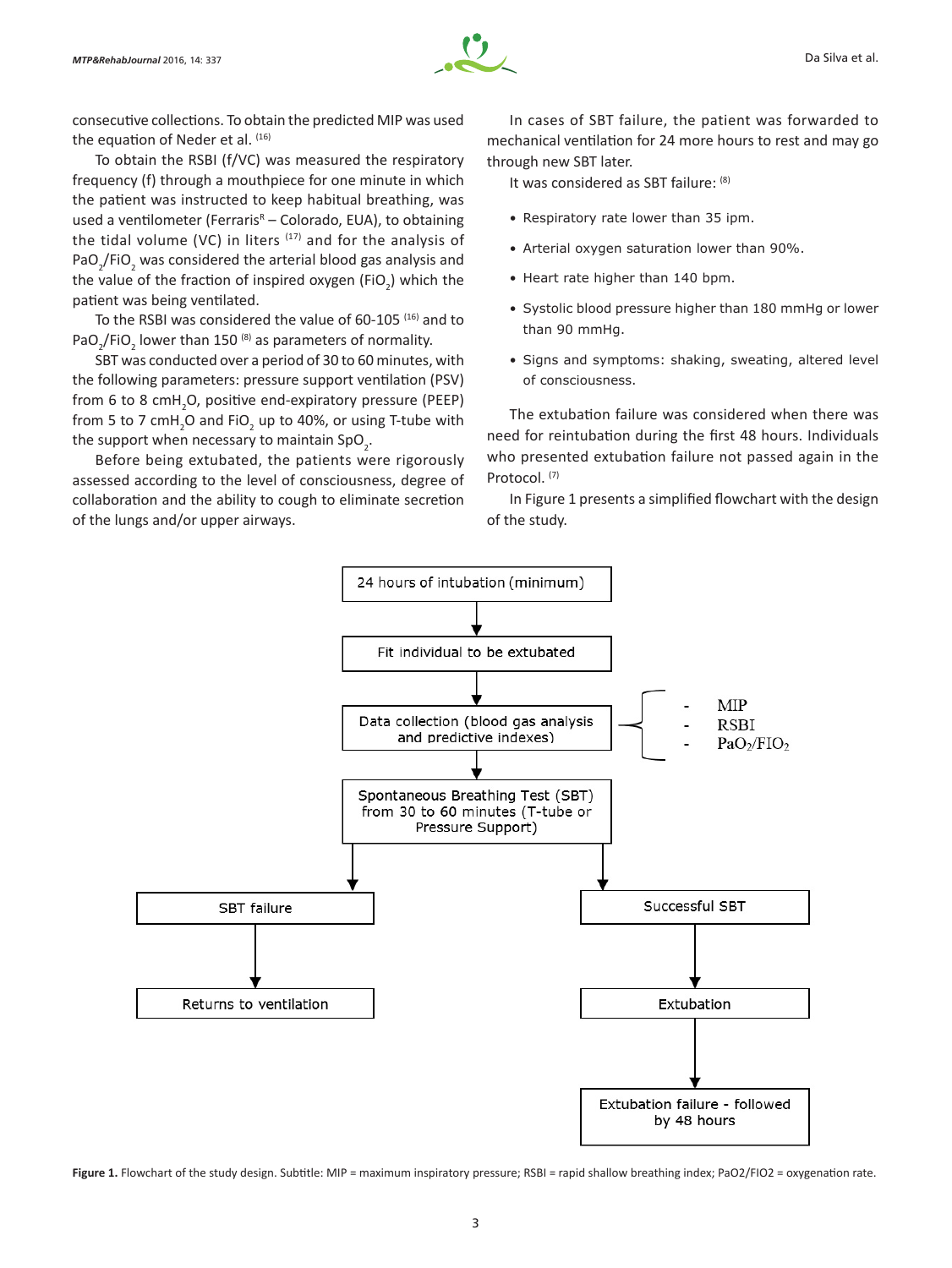consecutive collections. To obtain the predicted MIP was used the equation of Neder et al. [16]

To obtain the RSBI (f/VC) was measured the respiratory frequency (f) through a mouthpiece for one minute in which the patient was instructed to keep habitual breathing, was used a ventilometer (Ferraris[R] – Colorado, EUA), to obtaining the tidal volume (VC) in liters [17] and for the analysis of $PaO_2/FiO_2$ was considered the arterial blood gas analysis and the value of the fraction of inspired oxygen ($FiO_2$) which the patient was being ventilated.

To the RSBI was considered the value of 60-105 [16] and to $PaO_2/FiO_2$ lower than 150 [8] as parameters of normality.

SBT was conducted over a period of 30 to 60 minutes, with the following parameters: pressure support ventilation (PSV) from 6 to 8 $cmH_2O$, positive end-expiratory pressure (PEEP) from 5 to 7 $cmH_2O$ and $FiO_2$ up to 40%, or using T-tube with the support when necessary to maintain $SpO_2$.

Before being extubated, the patients were rigorously assessed according to the level of consciousness, degree of collaboration and the ability to cough to eliminate secretion of the lungs and/or upper airways.

In cases of SBT failure, the patient was forwarded to mechanical ventilation for 24 more hours to rest and may go through new SBT later.

It was considered as SBT failure: [8]

- Respiratory rate lower than 35 ipm.
- Arterial oxygen saturation lower than 90%.
- Heart rate higher than 140 bpm.
- Systolic blood pressure higher than 180 mmHg or lower than 90 mmHg.
- Signs and symptoms: shaking, sweating, altered level of consciousness.

The extubation failure was considered when there was need for reintubation during the first 48 hours. Individuals who presented extubation failure not passed again in the Protocol. [7]

In Figure 1 presents a simplified flowchart with the design of the study.

24 hours of intubation (minimum) → Fit individual to be extubated → Data collection (blood gas analysis and predictive indexes) [- MIP; - RSBI; - $PaO_2/FIO_2$] → Spontaneous Breathing Test (SBT) from 30 to 60 minutes (T-tube or Pressure Support)

- SBT failure → Returns to ventilation
- Successful SBT → Extubation → Extubation failure - followed by 48 hours

**Figure 1.** Flowchart of the study design. Subtitle: MIP = maximum inspiratory pressure; RSBI = rapid shallow breathing index; PaO2/FIO2 = oxygenation rate.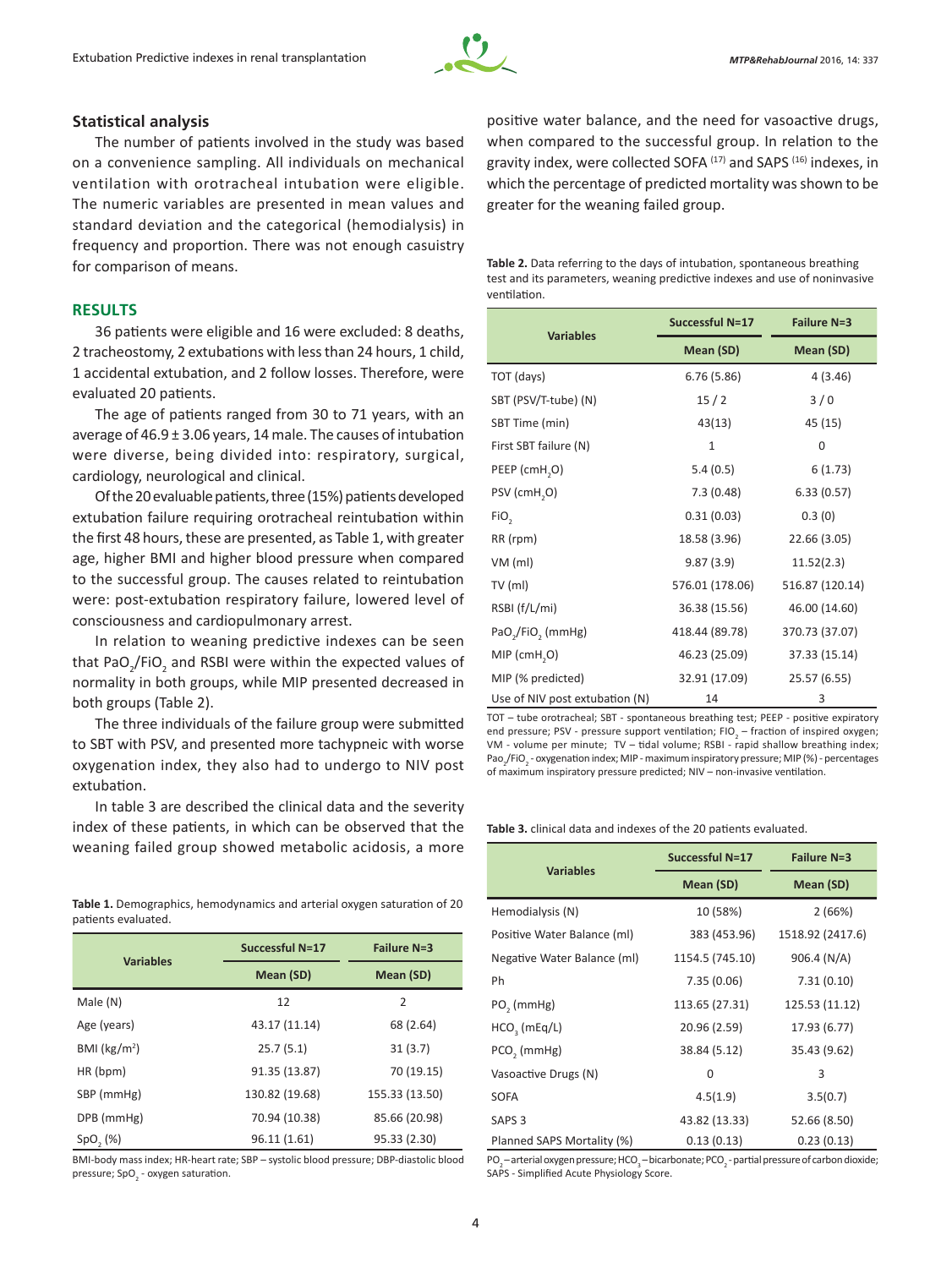## Statistical analysis

The number of patients involved in the study was based on a convenience sampling. All individuals on mechanical ventilation with orotracheal intubation were eligible. The numeric variables are presented in mean values and standard deviation and the categorical (hemodialysis) in frequency and proportion. There was not enough casuistry for comparison of means.

## RESULTS

36 patients were eligible and 16 were excluded: 8 deaths, 2 tracheostomy, 2 extubations with less than 24 hours, 1 child, 1 accidental extubation, and 2 follow losses. Therefore, were evaluated 20 patients.

The age of patients ranged from 30 to 71 years, with an average of 46.9 ± 3.06 years, 14 male. The causes of intubation were diverse, being divided into: respiratory, surgical, cardiology, neurological and clinical.

Of the 20 evaluable patients, three (15%) patients developed extubation failure requiring orotracheal reintubation within the first 48 hours, these are presented, as Table 1, with greater age, higher BMI and higher blood pressure when compared to the successful group. The causes related to reintubation were: post-extubation respiratory failure, lowered level of consciousness and cardiopulmonary arrest.

In relation to weaning predictive indexes can be seen that $PaO_2/FiO_2$ and RSBI were within the expected values of normality in both groups, while MIP presented decreased in both groups (Table 2).

The three individuals of the failure group were submitted to SBT with PSV, and presented more tachypneic with worse oxygenation index, they also had to undergo to NIV post extubation.

In table 3 are described the clinical data and the severity index of these patients, in which can be observed that the weaning failed group showed metabolic acidosis, a more positive water balance, and the need for vasoactive drugs, when compared to the successful group. In relation to the gravity index, were collected SOFA [17] and SAPS [16] indexes, in which the percentage of predicted mortality was shown to be greater for the weaning failed group.

**Table 1.** Demographics, hemodynamics and arterial oxygen saturation of 20 patients evaluated.

| Variables | Successful N=17 | Failure N=3 |
|---|---|---|
| | Mean (SD) | Mean (SD) |
| Male (N) | 12 | 2 |
| Age (years) | 43.17 (11.14) | 68 (2.64) |
| BMI ($kg/m^2$) | 25.7 (5.1) | 31 (3.7) |
| HR (bpm) | 91.35 (13.87) | 70 (19.15) |
| SBP (mmHg) | 130.82 (19.68) | 155.33 (13.50) |
| DPB (mmHg) | 70.94 (10.38) | 85.66 (20.98) |
| $SpO_2$ (%) | 96.11 (1.61) | 95.33 (2.30) |

BMI-body mass index; HR-heart rate; SBP – systolic blood pressure; DBP-diastolic blood pressure; $SpO_2$ - oxygen saturation.

**Table 2.** Data referring to the days of intubation, spontaneous breathing test and its parameters, weaning predictive indexes and use of noninvasive ventilation.

| Variables | Successful N=17 | Failure N=3 |
|---|---|---|
| | Mean (SD) | Mean (SD) |
| TOT (days) | 6.76 (5.86) | 4 (3.46) |
| SBT (PSV/T-tube) (N) | 15 / 2 | 3 / 0 |
| SBT Time (min) | 43(13) | 45 (15) |
| First SBT failure (N) | 1 | 0 |
| PEEP ($cmH_2O$) | 5.4 (0.5) | 6 (1.73) |
| PSV ($cmH_2O$) | 7.3 (0.48) | 6.33 (0.57) |
| $FiO_2$ | 0.31 (0.03) | 0.3 (0) |
| RR (rpm) | 18.58 (3.96) | 22.66 (3.05) |
| VM (ml) | 9.87 (3.9) | 11.52(2.3) |
| TV (ml) | 576.01 (178.06) | 516.87 (120.14) |
| RSBI (f/L/mi) | 36.38 (15.56) | 46.00 (14.60) |
| $PaO_2/FiO_2$ (mmHg) | 418.44 (89.78) | 370.73 (37.07) |
| MIP ($cmH_2O$) | 46.23 (25.09) | 37.33 (15.14) |
| MIP (% predicted) | 32.91 (17.09) | 25.57 (6.55) |
| Use of NIV post extubation (N) | 14 | 3 |

TOT – tube orotracheal; SBT - spontaneous breathing test; PEEP - positive expiratory end pressure; PSV - pressure support ventilation; $FIO_2$ – fraction of inspired oxygen; VM - volume per minute; TV – tidal volume; RSBI - rapid shallow breathing index; $PaO_2/FiO_2$ - oxygenation index; MIP - maximum inspiratory pressure; MIP (%) - percentages of maximum inspiratory pressure predicted; NIV – non-invasive ventilation.

**Table 3.** clinical data and indexes of the 20 patients evaluated.

| Variables | Successful N=17 | Failure N=3 |
|---|---|---|
| | Mean (SD) | Mean (SD) |
| Hemodialysis (N) | 10 (58%) | 2 (66%) |
| Positive Water Balance (ml) | 383 (453.96) | 1518.92 (2417.6) |
| Negative Water Balance (ml) | 1154.5 (745.10) | 906.4 (N/A) |
| Ph | 7.35 (0.06) | 7.31 (0.10) |
| $PO_2$ (mmHg) | 113.65 (27.31) | 125.53 (11.12) |
| $HCO_3$ (mEq/L) | 20.96 (2.59) | 17.93 (6.77) |
| $PCO_2$ (mmHg) | 38.84 (5.12) | 35.43 (9.62) |
| Vasoactive Drugs (N) | 0 | 3 |
| SOFA | 4.5(1.9) | 3.5(0.7) |
| SAPS 3 | 43.82 (13.33) | 52.66 (8.50) |
| Planned SAPS Mortality (%) | 0.13 (0.13) | 0.23 (0.13) |

$PO_2$ – arterial oxygen pressure; $HCO_3$ – bicarbonate; $PCO_2$ - partial pressure of carbon dioxide; SAPS - Simplified Acute Physiology Score.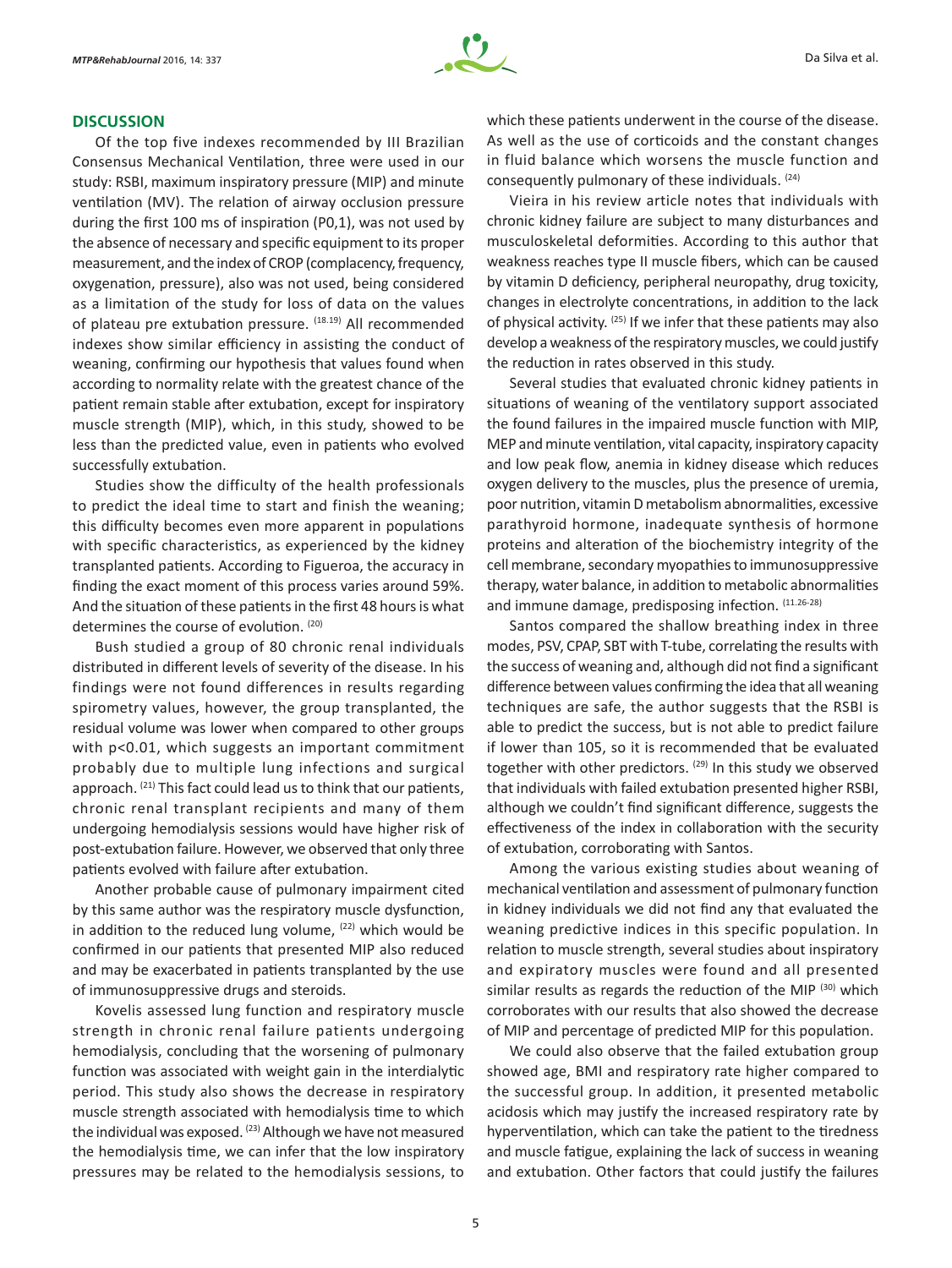## DISCUSSION

Of the top five indexes recommended by III Brazilian Consensus Mechanical Ventilation, three were used in our study: RSBI, maximum inspiratory pressure (MIP) and minute ventilation (MV). The relation of airway occlusion pressure during the first 100 ms of inspiration (P0,1), was not used by the absence of necessary and specific equipment to its proper measurement, and the index of CROP (complacency, frequency, oxygenation, pressure), also was not used, being considered as a limitation of the study for loss of data on the values of plateau pre extubation pressure. [18.19] All recommended indexes show similar efficiency in assisting the conduct of weaning, confirming our hypothesis that values found when according to normality relate with the greatest chance of the patient remain stable after extubation, except for inspiratory muscle strength (MIP), which, in this study, showed to be less than the predicted value, even in patients who evolved successfully extubation.

Studies show the difficulty of the health professionals to predict the ideal time to start and finish the weaning; this difficulty becomes even more apparent in populations with specific characteristics, as experienced by the kidney transplanted patients. According to Figueroa, the accuracy in finding the exact moment of this process varies around 59%. And the situation of these patients in the first 48 hours is what determines the course of evolution. [20]

Bush studied a group of 80 chronic renal individuals distributed in different levels of severity of the disease. In his findings were not found differences in results regarding spirometry values, however, the group transplanted, the residual volume was lower when compared to other groups with $p<0.01$, which suggests an important commitment probably due to multiple lung infections and surgical approach. [21] This fact could lead us to think that our patients, chronic renal transplant recipients and many of them undergoing hemodialysis sessions would have higher risk of post-extubation failure. However, we observed that only three patients evolved with failure after extubation.

Another probable cause of pulmonary impairment cited by this same author was the respiratory muscle dysfunction, in addition to the reduced lung volume, [22] which would be confirmed in our patients that presented MIP also reduced and may be exacerbated in patients transplanted by the use of immunosuppressive drugs and steroids.

Kovelis assessed lung function and respiratory muscle strength in chronic renal failure patients undergoing hemodialysis, concluding that the worsening of pulmonary function was associated with weight gain in the interdialytic period. This study also shows the decrease in respiratory muscle strength associated with hemodialysis time to which the individual was exposed. [23] Although we have not measured the hemodialysis time, we can infer that the low inspiratory pressures may be related to the hemodialysis sessions, to which these patients underwent in the course of the disease. As well as the use of corticoids and the constant changes in fluid balance which worsens the muscle function and consequently pulmonary of these individuals. [24]

Vieira in his review article notes that individuals with chronic kidney failure are subject to many disturbances and musculoskeletal deformities. According to this author that weakness reaches type II muscle fibers, which can be caused by vitamin D deficiency, peripheral neuropathy, drug toxicity, changes in electrolyte concentrations, in addition to the lack of physical activity. [25] If we infer that these patients may also develop a weakness of the respiratory muscles, we could justify the reduction in rates observed in this study.

Several studies that evaluated chronic kidney patients in situations of weaning of the ventilatory support associated the found failures in the impaired muscle function with MIP, MEP and minute ventilation, vital capacity, inspiratory capacity and low peak flow, anemia in kidney disease which reduces oxygen delivery to the muscles, plus the presence of uremia, poor nutrition, vitamin D metabolism abnormalities, excessive parathyroid hormone, inadequate synthesis of hormone proteins and alteration of the biochemistry integrity of the cell membrane, secondary myopathies to immunosuppressive therapy, water balance, in addition to metabolic abnormalities and immune damage, predisposing infection. [11.26-28]

Santos compared the shallow breathing index in three modes, PSV, CPAP, SBT with T-tube, correlating the results with the success of weaning and, although did not find a significant difference between values confirming the idea that all weaning techniques are safe, the author suggests that the RSBI is able to predict the success, but is not able to predict failure if lower than 105, so it is recommended that be evaluated together with other predictors. [29] In this study we observed that individuals with failed extubation presented higher RSBI, although we couldn't find significant difference, suggests the effectiveness of the index in collaboration with the security of extubation, corroborating with Santos.

Among the various existing studies about weaning of mechanical ventilation and assessment of pulmonary function in kidney individuals we did not find any that evaluated the weaning predictive indices in this specific population. In relation to muscle strength, several studies about inspiratory and expiratory muscles were found and all presented similar results as regards the reduction of the MIP [30] which corroborates with our results that also showed the decrease of MIP and percentage of predicted MIP for this population.

We could also observe that the failed extubation group showed age, BMI and respiratory rate higher compared to the successful group. In addition, it presented metabolic acidosis which may justify the increased respiratory rate by hyperventilation, which can take the patient to the tiredness and muscle fatigue, explaining the lack of success in weaning and extubation. Other factors that could justify the failures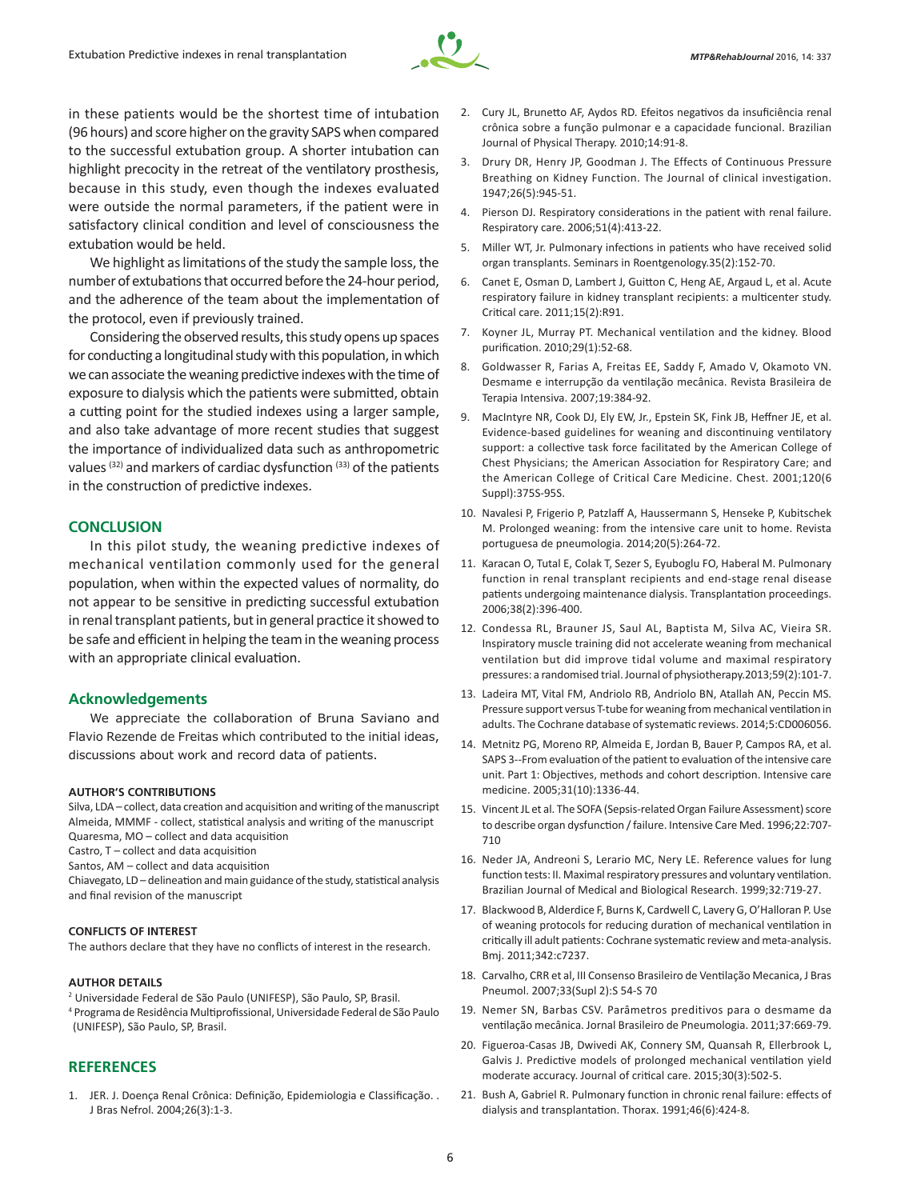in these patients would be the shortest time of intubation (96 hours) and score higher on the gravity SAPS when compared to the successful extubation group. A shorter intubation can highlight precocity in the retreat of the ventilatory prosthesis, because in this study, even though the indexes evaluated were outside the normal parameters, if the patient were in satisfactory clinical condition and level of consciousness the extubation would be held.

We highlight as limitations of the study the sample loss, the number of extubations that occurred before the 24-hour period, and the adherence of the team about the implementation of the protocol, even if previously trained.

Considering the observed results, this study opens up spaces for conducting a longitudinal study with this population, in which we can associate the weaning predictive indexes with the time of exposure to dialysis which the patients were submitted, obtain a cutting point for the studied indexes using a larger sample, and also take advantage of more recent studies that suggest the importance of individualized data such as anthropometric values [32] and markers of cardiac dysfunction [33] of the patients in the construction of predictive indexes.

## CONCLUSION

In this pilot study, the weaning predictive indexes of mechanical ventilation commonly used for the general population, when within the expected values of normality, do not appear to be sensitive in predicting successful extubation in renal transplant patients, but in general practice it showed to be safe and efficient in helping the team in the weaning process with an appropriate clinical evaluation.

## Acknowledgements

We appreciate the collaboration of Bruna Saviano and Flavio Rezende de Freitas which contributed to the initial ideas, discussions about work and record data of patients.

### AUTHOR'S CONTRIBUTIONS

Silva, LDA – collect, data creation and acquisition and writing of the manuscript
Almeida, MMMF - collect, statistical analysis and writing of the manuscript
Quaresma, MO – collect and data acquisition
Castro, T – collect and data acquisition
Santos, AM – collect and data acquisition
Chiavegato, LD – delineation and main guidance of the study, statistical analysis and final revision of the manuscript

### CONFLICTS OF INTEREST

The authors declare that they have no conflicts of interest in the research.

### AUTHOR DETAILS

[2] Universidade Federal de São Paulo (UNIFESP), São Paulo, SP, Brasil.
[4] Programa de Residência Multiprofissional, Universidade Federal de São Paulo (UNIFESP), São Paulo, SP, Brasil.

## REFERENCES

1. JER. J. Doença Renal Crônica: Definição, Epidemiologia e Classificação. . J Bras Nefrol. 2004;26(3):1-3.
2. Cury JL, Brunetto AF, Aydos RD. Efeitos negativos da insuficiência renal crônica sobre a função pulmonar e a capacidade funcional. Brazilian Journal of Physical Therapy. 2010;14:91-8.
3. Drury DR, Henry JP, Goodman J. The Effects of Continuous Pressure Breathing on Kidney Function. The Journal of clinical investigation. 1947;26(5):945-51.
4. Pierson DJ. Respiratory considerations in the patient with renal failure. Respiratory care. 2006;51(4):413-22.
5. Miller WT, Jr. Pulmonary infections in patients who have received solid organ transplants. Seminars in Roentgenology.35(2):152-70.
6. Canet E, Osman D, Lambert J, Guitton C, Heng AE, Argaud L, et al. Acute respiratory failure in kidney transplant recipients: a multicenter study. Critical care. 2011;15(2):R91.
7. Koyner JL, Murray PT. Mechanical ventilation and the kidney. Blood purification. 2010;29(1):52-68.
8. Goldwasser R, Farias A, Freitas EE, Saddy F, Amado V, Okamoto VN. Desmame e interrupção da ventilação mecânica. Revista Brasileira de Terapia Intensiva. 2007;19:384-92.
9. MacIntyre NR, Cook DJ, Ely EW, Jr., Epstein SK, Fink JB, Heffner JE, et al. Evidence-based guidelines for weaning and discontinuing ventilatory support: a collective task force facilitated by the American College of Chest Physicians; the American Association for Respiratory Care; and the American College of Critical Care Medicine. Chest. 2001;120(6 Suppl):375S-95S.
10. Navalesi P, Frigerio P, Patzlaff A, Haussermann S, Henseke P, Kubitschek M. Prolonged weaning: from the intensive care unit to home. Revista portuguesa de pneumologia. 2014;20(5):264-72.
11. Karacan O, Tutal E, Colak T, Sezer S, Eyuboglu FO, Haberal M. Pulmonary function in renal transplant recipients and end-stage renal disease patients undergoing maintenance dialysis. Transplantation proceedings. 2006;38(2):396-400.
12. Condessa RL, Brauner JS, Saul AL, Baptista M, Silva AC, Vieira SR. Inspiratory muscle training did not accelerate weaning from mechanical ventilation but did improve tidal volume and maximal respiratory pressures: a randomised trial. Journal of physiotherapy.2013;59(2):101-7.
13. Ladeira MT, Vital FM, Andriolo RB, Andriolo BN, Atallah AN, Peccin MS. Pressure support versus T-tube for weaning from mechanical ventilation in adults. The Cochrane database of systematic reviews. 2014;5:CD006056.
14. Metnitz PG, Moreno RP, Almeida E, Jordan B, Bauer P, Campos RA, et al. SAPS 3--From evaluation of the patient to evaluation of the intensive care unit. Part 1: Objectives, methods and cohort description. Intensive care medicine. 2005;31(10):1336-44.
15. Vincent JL et al. The SOFA (Sepsis-related Organ Failure Assessment) score to describe organ dysfunction / failure. Intensive Care Med. 1996;22:707-710
16. Neder JA, Andreoni S, Lerario MC, Nery LE. Reference values for lung function tests: II. Maximal respiratory pressures and voluntary ventilation. Brazilian Journal of Medical and Biological Research. 1999;32:719-27.
17. Blackwood B, Alderdice F, Burns K, Cardwell C, Lavery G, O'Halloran P. Use of weaning protocols for reducing duration of mechanical ventilation in critically ill adult patients: Cochrane systematic review and meta-analysis. Bmj. 2011;342:c7237.
18. Carvalho, CRR et al, III Consenso Brasileiro de Ventilação Mecanica, J Bras Pneumol. 2007;33(Supl 2):S 54-S 70
19. Nemer SN, Barbas CSV. Parâmetros preditivos para o desmame da ventilação mecânica. Jornal Brasileiro de Pneumologia. 2011;37:669-79.
20. Figueroa-Casas JB, Dwivedi AK, Connery SM, Quansah R, Ellerbrook L, Galvis J. Predictive models of prolonged mechanical ventilation yield moderate accuracy. Journal of critical care. 2015;30(3):502-5.
21. Bush A, Gabriel R. Pulmonary function in chronic renal failure: effects of dialysis and transplantation. Thorax. 1991;46(6):424-8.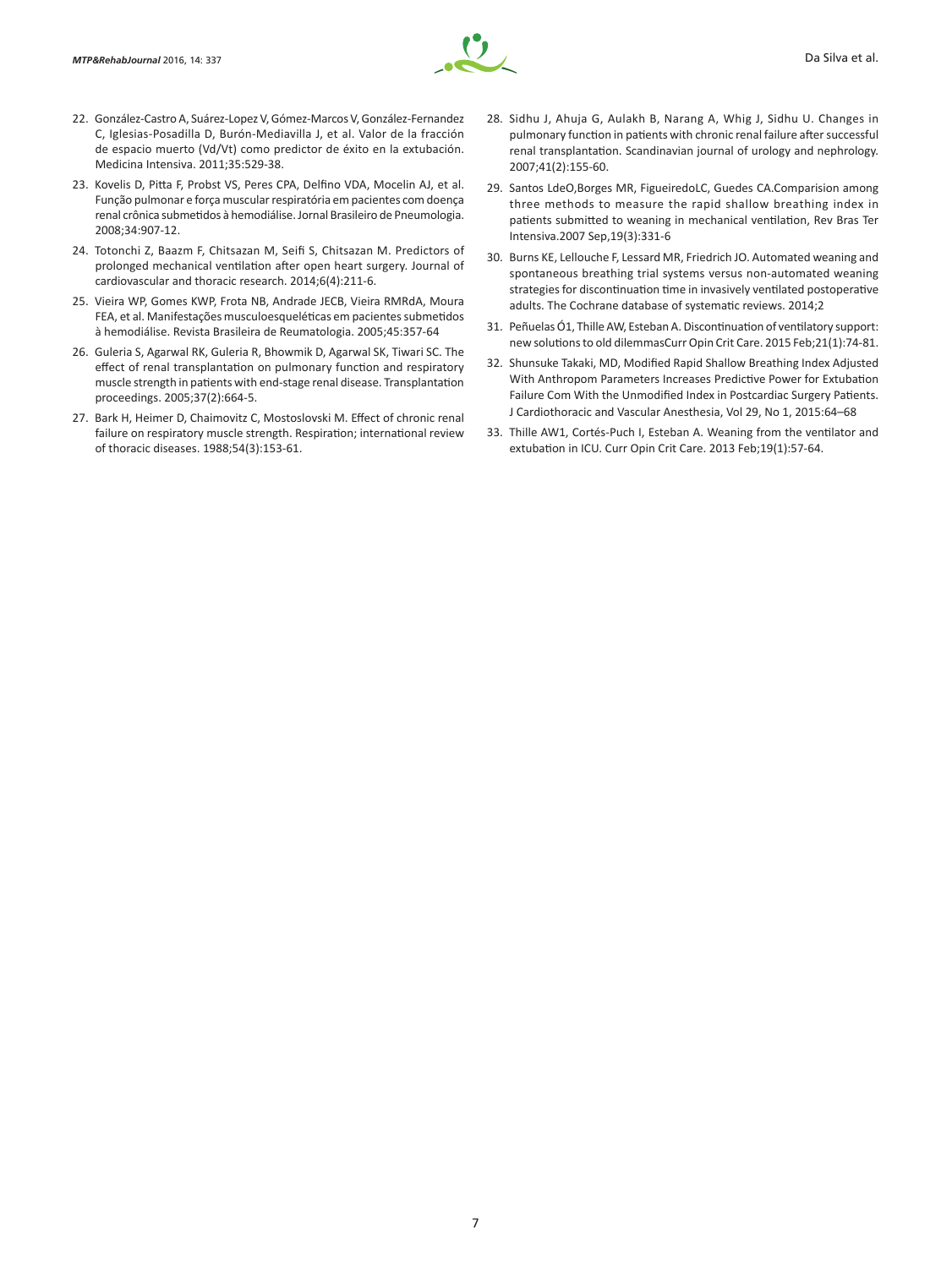22. González-Castro A, Suárez-Lopez V, Gómez-Marcos V, González-Fernandez C, Iglesias-Posadilla D, Burón-Mediavilla J, et al. Valor de la fracción de espacio muerto (Vd/Vt) como predictor de éxito en la extubación. Medicina Intensiva. 2011;35:529-38.
23. Kovelis D, Pitta F, Probst VS, Peres CPA, Delfino VDA, Mocelin AJ, et al. Função pulmonar e força muscular respiratória em pacientes com doença renal crônica submetidos à hemodiálise. Jornal Brasileiro de Pneumologia. 2008;34:907-12.
24. Totonchi Z, Baazm F, Chitsazan M, Seifi S, Chitsazan M. Predictors of prolonged mechanical ventilation after open heart surgery. Journal of cardiovascular and thoracic research. 2014;6(4):211-6.
25. Vieira WP, Gomes KWP, Frota NB, Andrade JECB, Vieira RMRdA, Moura FEA, et al. Manifestações musculoesqueléticas em pacientes submetidos à hemodiálise. Revista Brasileira de Reumatologia. 2005;45:357-64
26. Guleria S, Agarwal RK, Guleria R, Bhowmik D, Agarwal SK, Tiwari SC. The effect of renal transplantation on pulmonary function and respiratory muscle strength in patients with end-stage renal disease. Transplantation proceedings. 2005;37(2):664-5.
27. Bark H, Heimer D, Chaimovitz C, Mostoslovski M. Effect of chronic renal failure on respiratory muscle strength. Respiration; international review of thoracic diseases. 1988;54(3):153-61.
28. Sidhu J, Ahuja G, Aulakh B, Narang A, Whig J, Sidhu U. Changes in pulmonary function in patients with chronic renal failure after successful renal transplantation. Scandinavian journal of urology and nephrology. 2007;41(2):155-60.
29. Santos LdeO,Borges MR, FigueiredoLC, Guedes CA.Comparision among three methods to measure the rapid shallow breathing index in patients submitted to weaning in mechanical ventilation, Rev Bras Ter Intensiva.2007 Sep,19(3):331-6
30. Burns KE, Lellouche F, Lessard MR, Friedrich JO. Automated weaning and spontaneous breathing trial systems versus non-automated weaning strategies for discontinuation time in invasively ventilated postoperative adults. The Cochrane database of systematic reviews. 2014;2
31. Peñuelas Ó1, Thille AW, Esteban A. Discontinuation of ventilatory support: new solutions to old dilemmasCurr Opin Crit Care. 2015 Feb;21(1):74-81.
32. Shunsuke Takaki, MD, Modified Rapid Shallow Breathing Index Adjusted With Anthropom Parameters Increases Predictive Power for Extubation Failure Com With the Unmodified Index in Postcardiac Surgery Patients. J Cardiothoracic and Vascular Anesthesia, Vol 29, No 1, 2015:64–68
33. Thille AW1, Cortés-Puch I, Esteban A. Weaning from the ventilator and extubation in ICU. Curr Opin Crit Care. 2013 Feb;19(1):57-64.